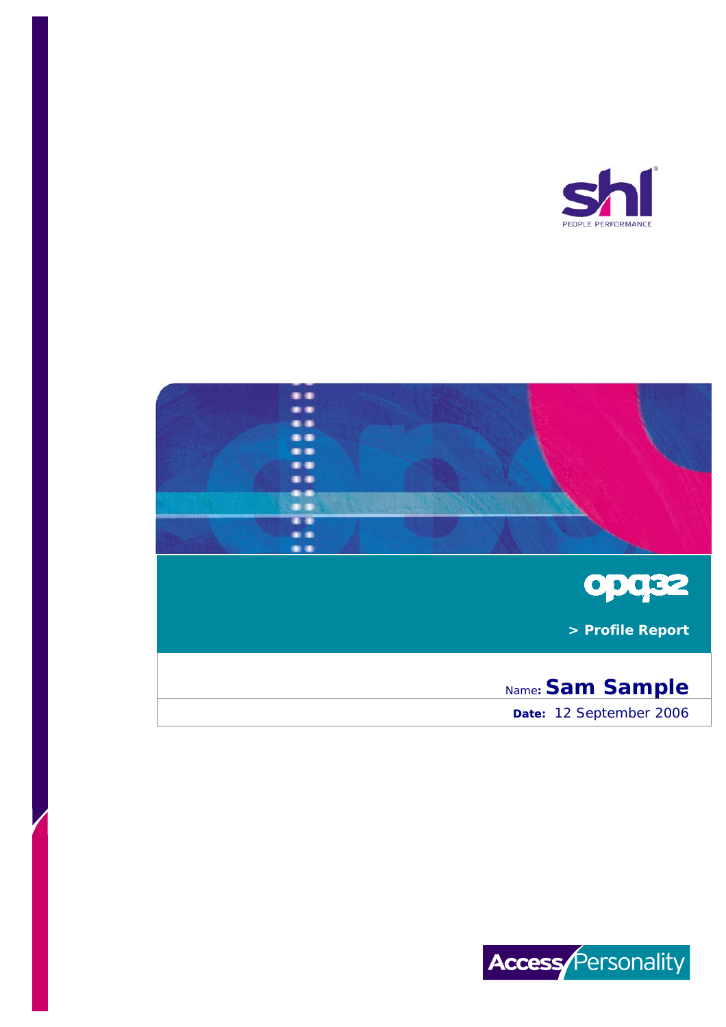shl PEOPLE PERFORMANCE

# opq32

> Profile Report

Name: **Sam Sample**

**Date:** 12 September 2006

Access Personality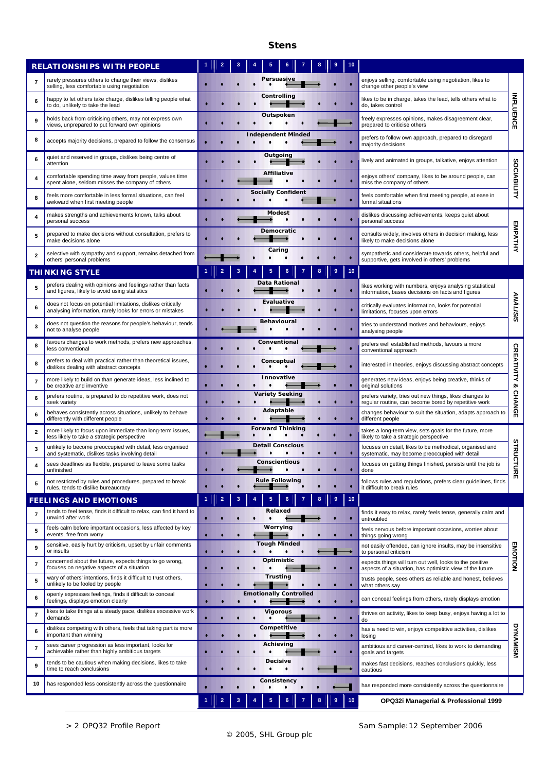# Stens

## RELATIONSHIPS WITH PEOPLE

| Sten | Low score description | Scale | High score description | Area |
|---|---|---|---|---|
| 7 | rarely pressures others to change their views, dislikes selling, less comfortable using negotiation | Persuasive | enjoys selling, comfortable using negotiation, likes to change other people's view | INFLUENCE |
| 6 | happy to let others take charge, dislikes telling people what to do, unlikely to take the lead | Controlling | likes to be in charge, takes the lead, tells others what to do, takes control | INFLUENCE |
| 9 | holds back from criticising others, may not express own views, unprepared to put forward own opinions | Outspoken | freely expresses opinions, makes disagreement clear, prepared to criticise others | INFLUENCE |
| 8 | accepts majority decisions, prepared to follow the consensus | Independent Minded | prefers to follow own approach, prepared to disregard majority decisions | INFLUENCE |
| 6 | quiet and reserved in groups, dislikes being centre of attention | Outgoing | lively and animated in groups, talkative, enjoys attention | SOCIABILITY |
| 4 | comfortable spending time away from people, values time spent alone, seldom misses the company of others | Affiliative | enjoys others' company, likes to be around people, can miss the company of others | SOCIABILITY |
| 8 | feels more comfortable in less formal situations, can feel awkward when first meeting people | Socially Confident | feels comfortable when first meeting people, at ease in formal situations | SOCIABILITY |
| 4 | makes strengths and achievements known, talks about personal success | Modest | dislikes discussing achievements, keeps quiet about personal success | EMPATHY |
| 5 | prepared to make decisions without consultation, prefers to make decisions alone | Democratic | consults widely, involves others in decision making, less likely to make decisions alone | EMPATHY |
| 2 | selective with sympathy and support, remains detached from others' personal problems | Caring | sympathetic and considerate towards others, helpful and supportive, gets involved in others' problems | EMPATHY |

## THINKING STYLE

| Sten | Low score description | Scale | High score description | Area |
|---|---|---|---|---|
| 5 | prefers dealing with opinions and feelings rather than facts and figures, likely to avoid using statistics | Data Rational | likes working with numbers, enjoys analysing statistical information, bases decisions on facts and figures | ANALYSIS |
| 6 | does not focus on potential limitations, dislikes critically analysing information, rarely looks for errors or mistakes | Evaluative | critically evaluates information, looks for potential limitations, focuses upon errors | ANALYSIS |
| 3 | does not question the reasons for people's behaviour, tends not to analyse people | Behavioural | tries to understand motives and behaviours, enjoys analysing people | ANALYSIS |
| 8 | favours changes to work methods, prefers new approaches, less conventional | Conventional | prefers well established methods, favours a more conventional approach | CREATIVITY & CHANGE |
| 8 | prefers to deal with practical rather than theoretical issues, dislikes dealing with abstract concepts | Conceptual | interested in theories, enjoys discussing abstract concepts | CREATIVITY & CHANGE |
| 7 | more likely to build on than generate ideas, less inclined to be creative and inventive | Innovative | generates new ideas, enjoys being creative, thinks of original solutions | CREATIVITY & CHANGE |
| 6 | prefers routine, is prepared to do repetitive work, does not seek variety | Variety Seeking | prefers variety, tries out new things, likes changes to regular routine, can become bored by repetitive work | CREATIVITY & CHANGE |
| 6 | behaves consistently across situations, unlikely to behave differently with different people | Adaptable | changes behaviour to suit the situation, adapts approach to different people | CREATIVITY & CHANGE |
| 2 | more likely to focus upon immediate than long-term issues, less likely to take a strategic perspective | Forward Thinking | takes a long-term view, sets goals for the future, more likely to take a strategic perspective | STRUCTURE |
| 3 | unlikely to become preoccupied with detail, less organised and systematic, dislikes tasks involving detail | Detail Conscious | focuses on detail, likes to be methodical, organised and systematic, may become preoccupied with detail | STRUCTURE |
| 4 | sees deadlines as flexible, prepared to leave some tasks unfinished | Conscientious | focuses on getting things finished, persists until the job is done | STRUCTURE |
| 5 | not restricted by rules and procedures, prepared to break rules, tends to dislike bureaucracy | Rule Following | follows rules and regulations, prefers clear guidelines, finds it difficult to break rules | STRUCTURE |

## FEELINGS AND EMOTIONS

| Sten | Low score description | Scale | High score description | Area |
|---|---|---|---|---|
| 7 | tends to feel tense, finds it difficult to relax, can find it hard to unwind after work | Relaxed | finds it easy to relax, rarely feels tense, generally calm and untroubled | EMOTION |
| 5 | feels calm before important occasions, less affected by key events, free from worry | Worrying | feels nervous before important occasions, worries about things going wrong | EMOTION |
| 9 | sensitive, easily hurt by criticism, upset by unfair comments or insults | Tough Minded | not easily offended, can ignore insults, may be insensitive to personal criticism | EMOTION |
| 7 | concerned about the future, expects things to go wrong, focuses on negative aspects of a situation | Optimistic | expects things will turn out well, looks to the positive aspects of a situation, has optimistic view of the future | EMOTION |
| 5 | wary of others' intentions, finds it difficult to trust others, unlikely to be fooled by people | Trusting | trusts people, sees others as reliable and honest, believes what others say | EMOTION |
| 6 | openly expresses feelings, finds it difficult to conceal feelings, displays emotion clearly | Emotionally Controlled | can conceal feelings from others, rarely displays emotion | EMOTION |
| 7 | likes to take things at a steady pace, dislikes excessive work demands | Vigorous | thrives on activity, likes to keep busy, enjoys having a lot to do | DYNAMISM |
| 6 | dislikes competing with others, feels that taking part is more important than winning | Competitive | has a need to win, enjoys competitive activities, dislikes losing | DYNAMISM |
| 7 | sees career progression as less important, looks for achievable rather than highly ambitious targets | Achieving | ambitious and career-centred, likes to work to demanding goals and targets | DYNAMISM |
| 9 | tends to be cautious when making decisions, likes to take time to reach conclusions | Decisive | makes fast decisions, reaches conclusions quickly, less cautious | DYNAMISM |
| 10 | has responded less consistently across the questionnaire | Consistency | has responded more consistently across the questionnaire | |

OPQ32i Managerial & Professional 1999

> 2 OPQ32 Profile Report

Sam Sample: 12 September 2006

© 2005, SHL Group plc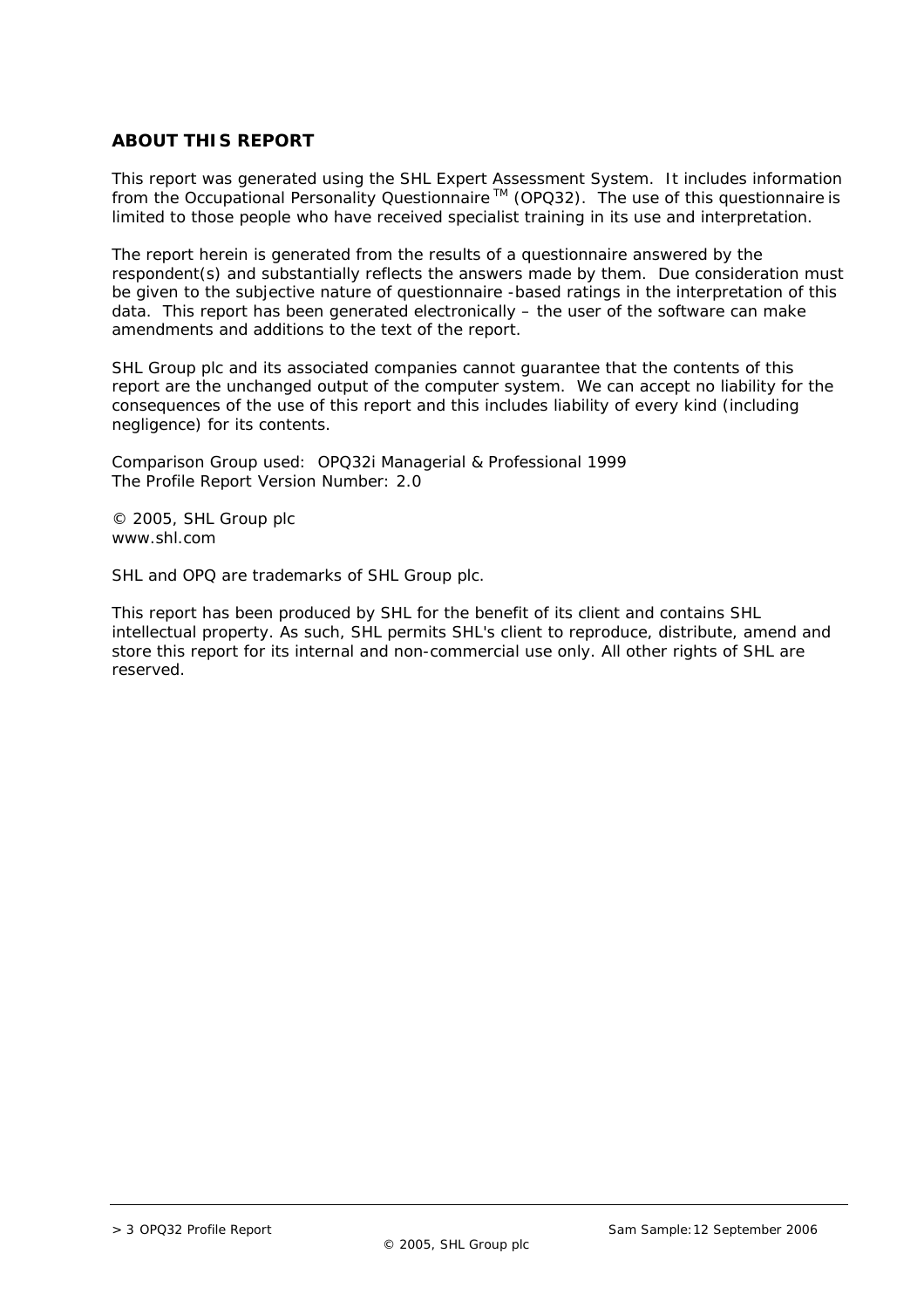## ABOUT THIS REPORT

This report was generated using the SHL Expert Assessment System. It includes information from the Occupational Personality Questionnaire™ (OPQ32). The use of this questionnaire is limited to those people who have received specialist training in its use and interpretation.

The report herein is generated from the results of a questionnaire answered by the respondent(s) and substantially reflects the answers made by them. Due consideration must be given to the subjective nature of questionnaire -based ratings in the interpretation of this data. This report has been generated electronically – the user of the software can make amendments and additions to the text of the report.

SHL Group plc and its associated companies cannot guarantee that the contents of this report are the unchanged output of the computer system. We can accept no liability for the consequences of the use of this report and this includes liability of every kind (including negligence) for its contents.

Comparison Group used: OPQ32i Managerial & Professional 1999
The Profile Report Version Number: 2.0

© 2005, SHL Group plc
www.shl.com

SHL and OPQ are trademarks of SHL Group plc.

This report has been produced by SHL for the benefit of its client and contains SHL intellectual property. As such, SHL permits SHL's client to reproduce, distribute, amend and store this report for its internal and non-commercial use only. All other rights of SHL are reserved.